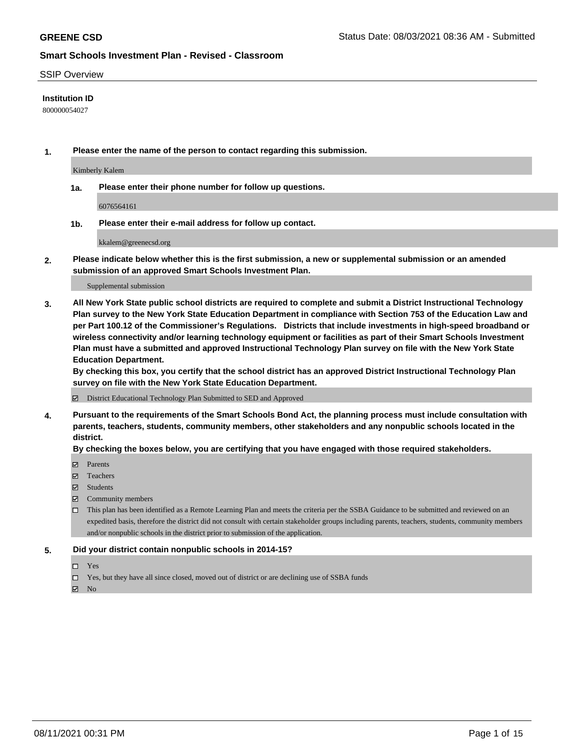**GREENE CSD**

Status Date: 08/03/2021 08:36 AM - Submitted

**Smart Schools Investment Plan - Revised - Classroom**

SSIP Overview

**Institution ID**

800000054027

**1. Please enter the name of the person to contact regarding this submission.**

Kimberly Kalem

**1a. Please enter their phone number for follow up questions.**

6076564161

**1b. Please enter their e-mail address for follow up contact.**

kkalem@greenecsd.org

**2. Please indicate below whether this is the first submission, a new or supplemental submission or an amended submission of an approved Smart Schools Investment Plan.**

Supplemental submission

**3. All New York State public school districts are required to complete and submit a District Instructional Technology Plan survey to the New York State Education Department in compliance with Section 753 of the Education Law and per Part 100.12 of the Commissioner's Regulations. Districts that include investments in high-speed broadband or wireless connectivity and/or learning technology equipment or facilities as part of their Smart Schools Investment Plan must have a submitted and approved Instructional Technology Plan survey on file with the New York State Education Department.**
**By checking this box, you certify that the school district has an approved District Instructional Technology Plan survey on file with the New York State Education Department.**

☑ District Educational Technology Plan Submitted to SED and Approved

**4. Pursuant to the requirements of the Smart Schools Bond Act, the planning process must include consultation with parents, teachers, students, community members, other stakeholders and any nonpublic schools located in the district.**
**By checking the boxes below, you are certifying that you have engaged with those required stakeholders.**

☑ Parents
☑ Teachers
☑ Students
☑ Community members
☐ This plan has been identified as a Remote Learning Plan and meets the criteria per the SSBA Guidance to be submitted and reviewed on an expedited basis, therefore the district did not consult with certain stakeholder groups including parents, teachers, students, community members and/or nonpublic schools in the district prior to submission of the application.

**5. Did your district contain nonpublic schools in 2014-15?**

☐ Yes
☐ Yes, but they have all since closed, moved out of district or are declining use of SSBA funds
☑ No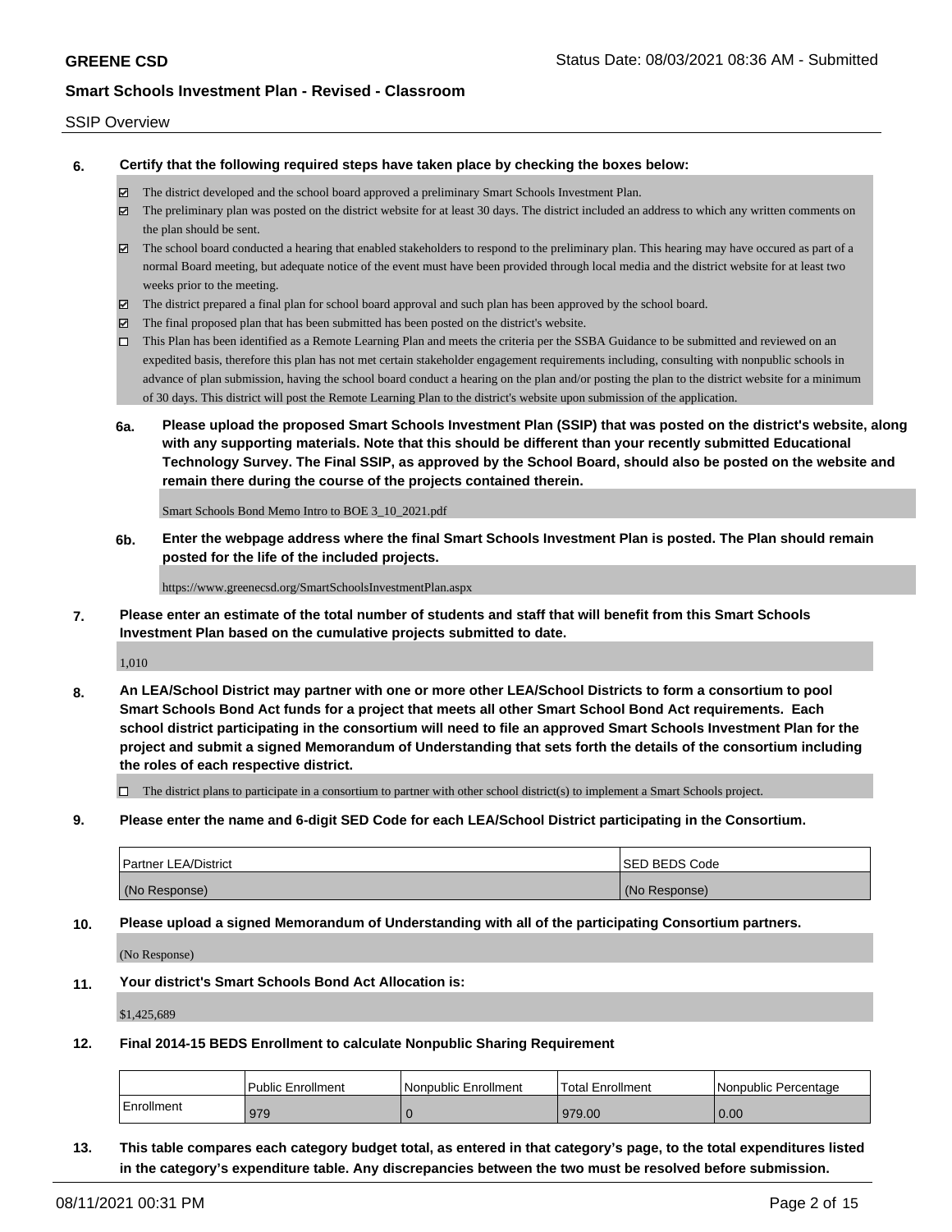SSIP Overview

**6. Certify that the following required steps have taken place by checking the boxes below:**

- ☑ The district developed and the school board approved a preliminary Smart Schools Investment Plan.
- ☑ The preliminary plan was posted on the district website for at least 30 days. The district included an address to which any written comments on the plan should be sent.
- ☑ The school board conducted a hearing that enabled stakeholders to respond to the preliminary plan. This hearing may have occured as part of a normal Board meeting, but adequate notice of the event must have been provided through local media and the district website for at least two weeks prior to the meeting.
- ☑ The district prepared a final plan for school board approval and such plan has been approved by the school board.
- ☑ The final proposed plan that has been submitted has been posted on the district's website.
- ☐ This Plan has been identified as a Remote Learning Plan and meets the criteria per the SSBA Guidance to be submitted and reviewed on an expedited basis, therefore this plan has not met certain stakeholder engagement requirements including, consulting with nonpublic schools in advance of plan submission, having the school board conduct a hearing on the plan and/or posting the plan to the district website for a minimum of 30 days. This district will post the Remote Learning Plan to the district's website upon submission of the application.

**6a. Please upload the proposed Smart Schools Investment Plan (SSIP) that was posted on the district's website, along with any supporting materials. Note that this should be different than your recently submitted Educational Technology Survey. The Final SSIP, as approved by the School Board, should also be posted on the website and remain there during the course of the projects contained therein.**

Smart Schools Bond Memo Intro to BOE 3_10_2021.pdf

**6b. Enter the webpage address where the final Smart Schools Investment Plan is posted. The Plan should remain posted for the life of the included projects.**

https://www.greenecsd.org/SmartSchoolsInvestmentPlan.aspx

**7. Please enter an estimate of the total number of students and staff that will benefit from this Smart Schools Investment Plan based on the cumulative projects submitted to date.**

1,010

**8. An LEA/School District may partner with one or more other LEA/School Districts to form a consortium to pool Smart Schools Bond Act funds for a project that meets all other Smart School Bond Act requirements. Each school district participating in the consortium will need to file an approved Smart Schools Investment Plan for the project and submit a signed Memorandum of Understanding that sets forth the details of the consortium including the roles of each respective district.**

- ☐ The district plans to participate in a consortium to partner with other school district(s) to implement a Smart Schools project.

**9. Please enter the name and 6-digit SED Code for each LEA/School District participating in the Consortium.**

| Partner LEA/District | SED BEDS Code |
| --- | --- |
| (No Response) | (No Response) |

**10. Please upload a signed Memorandum of Understanding with all of the participating Consortium partners.**

(No Response)

**11. Your district's Smart Schools Bond Act Allocation is:**

$1,425,689

**12. Final 2014-15 BEDS Enrollment to calculate Nonpublic Sharing Requirement**

| | Public Enrollment | Nonpublic Enrollment | Total Enrollment | Nonpublic Percentage |
| --- | --- | --- | --- | --- |
| Enrollment | 979 | 0 | 979.00 | 0.00 |

**13. This table compares each category budget total, as entered in that category's page, to the total expenditures listed in the category's expenditure table. Any discrepancies between the two must be resolved before submission.**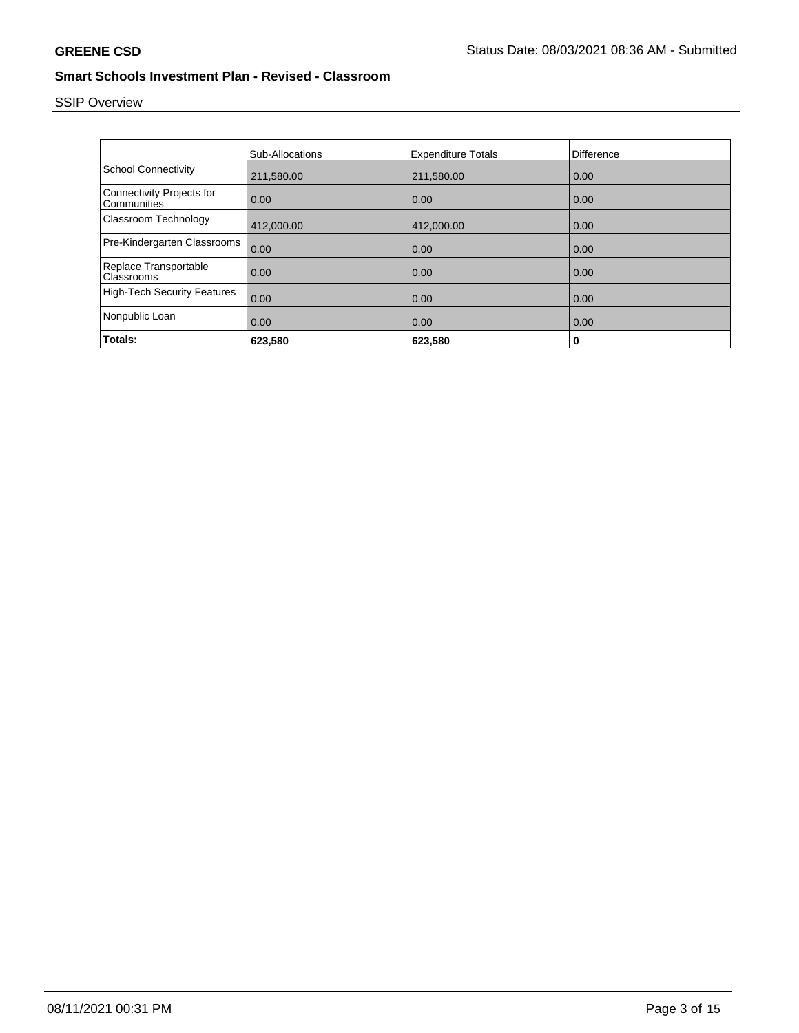GREENE CSD

Status Date: 08/03/2021 08:36 AM - Submitted

## Smart Schools Investment Plan - Revised - Classroom

SSIP Overview

| | Sub-Allocations | Expenditure Totals | Difference |
|---|---|---|---|
| School Connectivity | 211,580.00 | 211,580.00 | 0.00 |
| Connectivity Projects for Communities | 0.00 | 0.00 | 0.00 |
| Classroom Technology | 412,000.00 | 412,000.00 | 0.00 |
| Pre-Kindergarten Classrooms | 0.00 | 0.00 | 0.00 |
| Replace Transportable Classrooms | 0.00 | 0.00 | 0.00 |
| High-Tech Security Features | 0.00 | 0.00 | 0.00 |
| Nonpublic Loan | 0.00 | 0.00 | 0.00 |
| **Totals:** | **623,580** | **623,580** | **0** |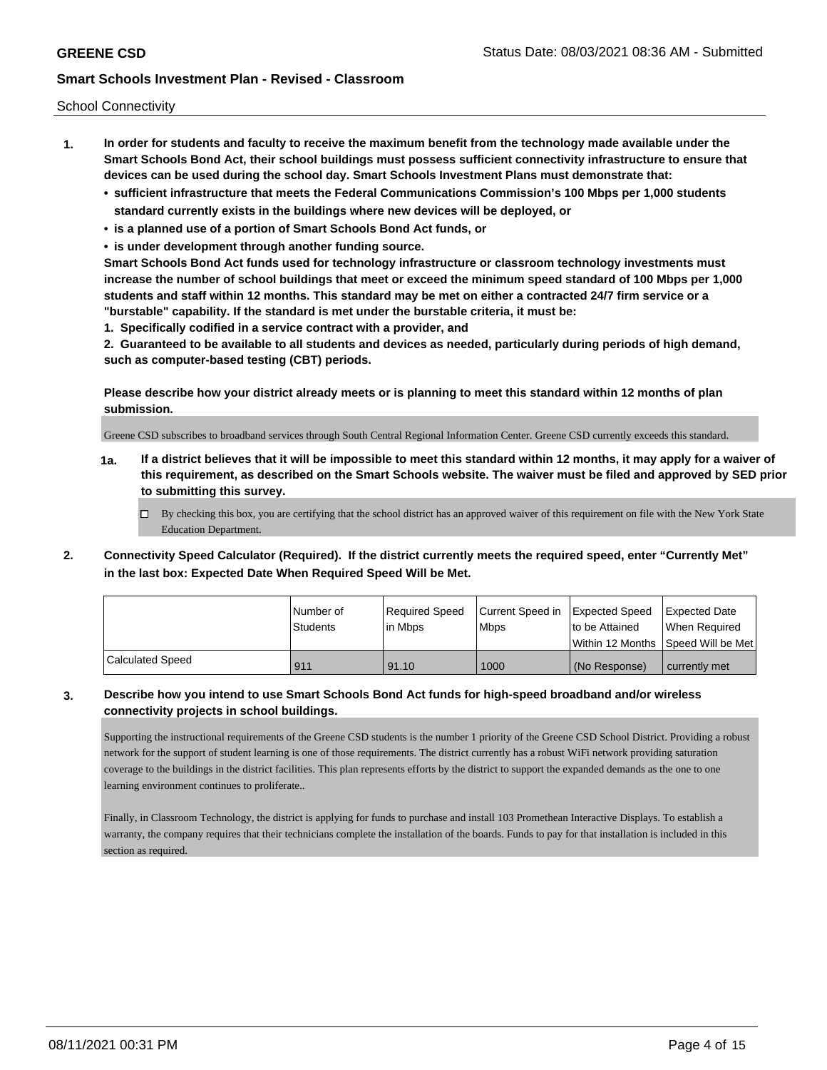School Connectivity

1. **In order for students and faculty to receive the maximum benefit from the technology made available under the Smart Schools Bond Act, their school buildings must possess sufficient connectivity infrastructure to ensure that devices can be used during the school day. Smart Schools Investment Plans must demonstrate that:**
   - **sufficient infrastructure that meets the Federal Communications Commission's 100 Mbps per 1,000 students standard currently exists in the buildings where new devices will be deployed, or**
   - **is a planned use of a portion of Smart Schools Bond Act funds, or**
   - **is under development through another funding source.**

   **Smart Schools Bond Act funds used for technology infrastructure or classroom technology investments must increase the number of school buildings that meet or exceed the minimum speed standard of 100 Mbps per 1,000 students and staff within 12 months. This standard may be met on either a contracted 24/7 firm service or a "burstable" capability. If the standard is met under the burstable criteria, it must be:**

   **1. Specifically codified in a service contract with a provider, and**

   **2. Guaranteed to be available to all students and devices as needed, particularly during periods of high demand, such as computer-based testing (CBT) periods.**

   **Please describe how your district already meets or is planning to meet this standard within 12 months of plan submission.**

   Greene CSD subscribes to broadband services through South Central Regional Information Center. Greene CSD currently exceeds this standard.

   **1a. If a district believes that it will be impossible to meet this standard within 12 months, it may apply for a waiver of this requirement, as described on the Smart Schools website. The waiver must be filed and approved by SED prior to submitting this survey.**

   ☐ By checking this box, you are certifying that the school district has an approved waiver of this requirement on file with the New York State Education Department.

2. **Connectivity Speed Calculator (Required). If the district currently meets the required speed, enter "Currently Met" in the last box: Expected Date When Required Speed Will be Met.**

| | Number of Students | Required Speed in Mbps | Current Speed in Mbps | Expected Speed to be Attained Within 12 Months | Expected Date When Required Speed Will be Met |
|---|---|---|---|---|---|
| Calculated Speed | 911 | 91.10 | 1000 | (No Response) | currently met |

3. **Describe how you intend to use Smart Schools Bond Act funds for high-speed broadband and/or wireless connectivity projects in school buildings.**

   Supporting the instructional requirements of the Greene CSD students is the number 1 priority of the Greene CSD School District. Providing a robust network for the support of student learning is one of those requirements. The district currently has a robust WiFi network providing saturation coverage to the buildings in the district facilities. This plan represents efforts by the district to support the expanded demands as the one to one learning environment continues to proliferate..

   Finally, in Classroom Technology, the district is applying for funds to purchase and install 103 Promethean Interactive Displays. To establish a warranty, the company requires that their technicians complete the installation of the boards. Funds to pay for that installation is included in this section as required.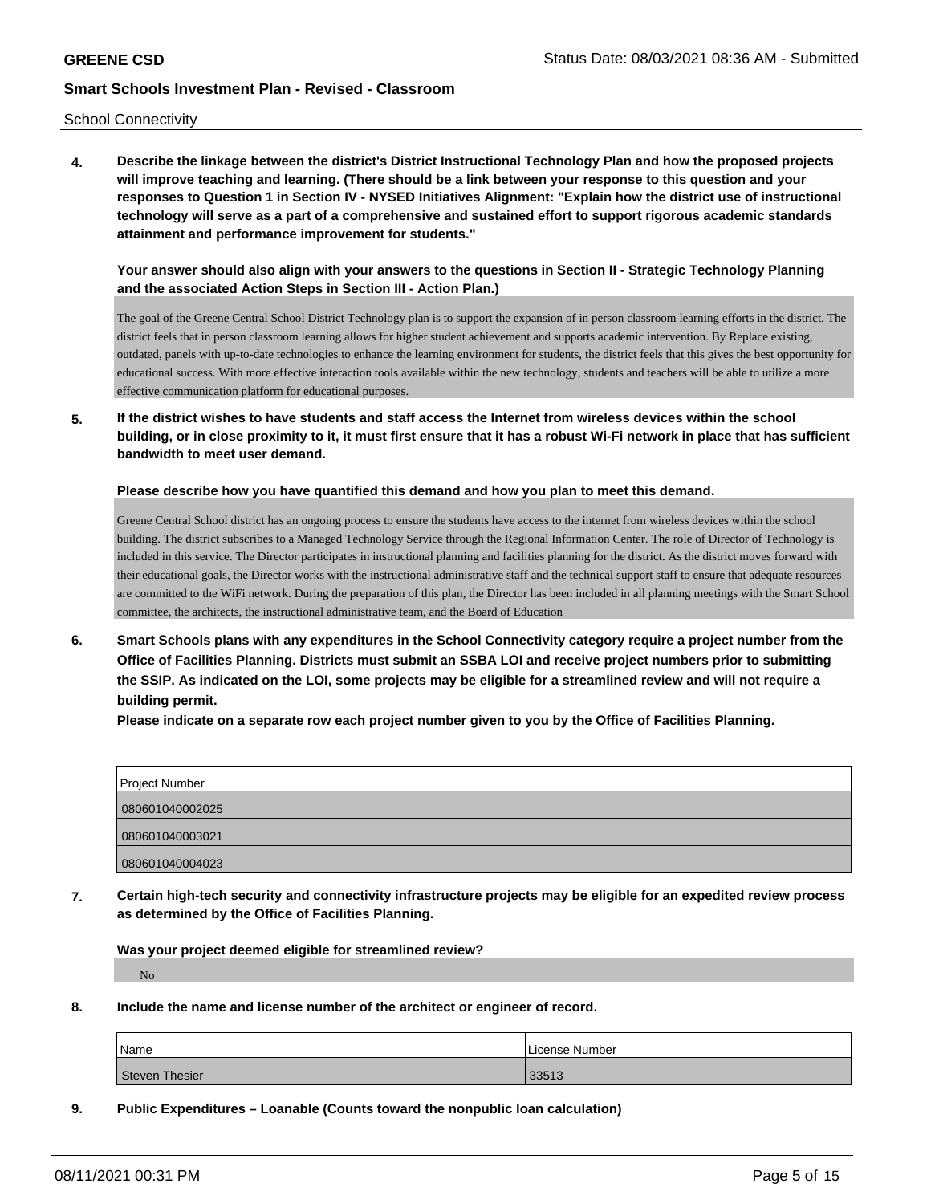School Connectivity

**4. Describe the linkage between the district's District Instructional Technology Plan and how the proposed projects will improve teaching and learning. (There should be a link between your response to this question and your responses to Question 1 in Section IV - NYSED Initiatives Alignment: "Explain how the district use of instructional technology will serve as a part of a comprehensive and sustained effort to support rigorous academic standards attainment and performance improvement for students."**

**Your answer should also align with your answers to the questions in Section II - Strategic Technology Planning and the associated Action Steps in Section III - Action Plan.)**

The goal of the Greene Central School District Technology plan is to support the expansion of in person classroom learning efforts in the district. The district feels that in person classroom learning allows for higher student achievement and supports academic intervention. By Replace existing, outdated, panels with up-to-date technologies to enhance the learning environment for students, the district feels that this gives the best opportunity for educational success. With more effective interaction tools available within the new technology, students and teachers will be able to utilize a more effective communication platform for educational purposes.

**5. If the district wishes to have students and staff access the Internet from wireless devices within the school building, or in close proximity to it, it must first ensure that it has a robust Wi-Fi network in place that has sufficient bandwidth to meet user demand.**

**Please describe how you have quantified this demand and how you plan to meet this demand.**

Greene Central School district has an ongoing process to ensure the students have access to the internet from wireless devices within the school building. The district subscribes to a Managed Technology Service through the Regional Information Center. The role of Director of Technology is included in this service. The Director participates in instructional planning and facilities planning for the district. As the district moves forward with their educational goals, the Director works with the instructional administrative staff and the technical support staff to ensure that adequate resources are committed to the WiFi network. During the preparation of this plan, the Director has been included in all planning meetings with the Smart School committee, the architects, the instructional administrative team, and the Board of Education

**6. Smart Schools plans with any expenditures in the School Connectivity category require a project number from the Office of Facilities Planning. Districts must submit an SSBA LOI and receive project numbers prior to submitting the SSIP. As indicated on the LOI, some projects may be eligible for a streamlined review and will not require a building permit.**

**Please indicate on a separate row each project number given to you by the Office of Facilities Planning.**

| Project Number |
|---|
| 080601040002025 |
| 080601040003021 |
| 080601040004023 |

**7. Certain high-tech security and connectivity infrastructure projects may be eligible for an expedited review process as determined by the Office of Facilities Planning.**

**Was your project deemed eligible for streamlined review?**

No

**8. Include the name and license number of the architect or engineer of record.**

| Name | License Number |
|---|---|
| Steven Thesier | 33513 |

**9. Public Expenditures – Loanable (Counts toward the nonpublic loan calculation)**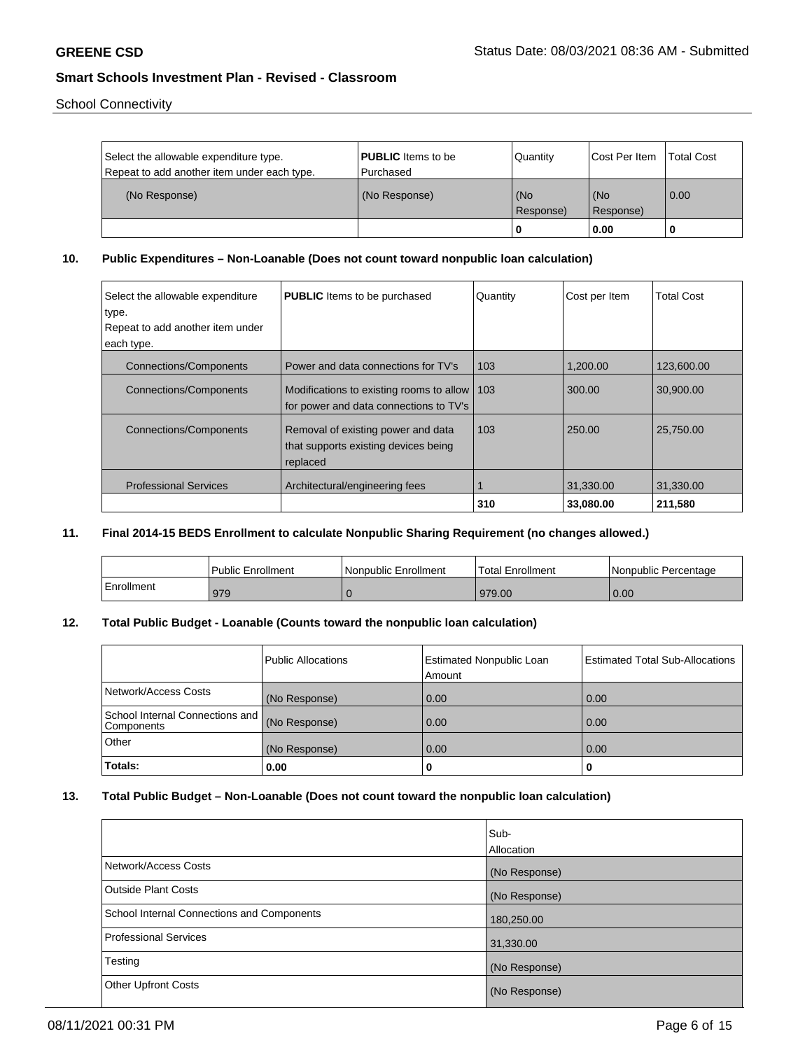School Connectivity

| Select the allowable expenditure type. Repeat to add another item under each type. | **PUBLIC** Items to be Purchased | Quantity | Cost Per Item | Total Cost |
|---|---|---|---|---|
| (No Response) | (No Response) | (No Response) | (No Response) | 0.00 |
| | | **0** | **0.00** | **0** |

## 10. Public Expenditures – Non-Loanable (Does not count toward nonpublic loan calculation)

| Select the allowable expenditure type. Repeat to add another item under each type. | **PUBLIC** Items to be purchased | Quantity | Cost per Item | Total Cost |
|---|---|---|---|---|
| Connections/Components | Power and data connections for TV's | 103 | 1,200.00 | 123,600.00 |
| Connections/Components | Modifications to existing rooms to allow for power and data connections to TV's | 103 | 300.00 | 30,900.00 |
| Connections/Components | Removal of existing power and data that supports existing devices being replaced | 103 | 250.00 | 25,750.00 |
| Professional Services | Architectural/engineering fees | 1 | 31,330.00 | 31,330.00 |
| | | **310** | **33,080.00** | **211,580** |

## 11. Final 2014-15 BEDS Enrollment to calculate Nonpublic Sharing Requirement (no changes allowed.)

| | Public Enrollment | Nonpublic Enrollment | Total Enrollment | Nonpublic Percentage |
|---|---|---|---|---|
| Enrollment | 979 | 0 | 979.00 | 0.00 |

## 12. Total Public Budget - Loanable (Counts toward the nonpublic loan calculation)

| | Public Allocations | Estimated Nonpublic Loan Amount | Estimated Total Sub-Allocations |
|---|---|---|---|
| Network/Access Costs | (No Response) | 0.00 | 0.00 |
| School Internal Connections and Components | (No Response) | 0.00 | 0.00 |
| Other | (No Response) | 0.00 | 0.00 |
| **Totals:** | **0.00** | **0** | **0** |

## 13. Total Public Budget – Non-Loanable (Does not count toward the nonpublic loan calculation)

| | Sub-Allocation |
|---|---|
| Network/Access Costs | (No Response) |
| Outside Plant Costs | (No Response) |
| School Internal Connections and Components | 180,250.00 |
| Professional Services | 31,330.00 |
| Testing | (No Response) |
| Other Upfront Costs | (No Response) |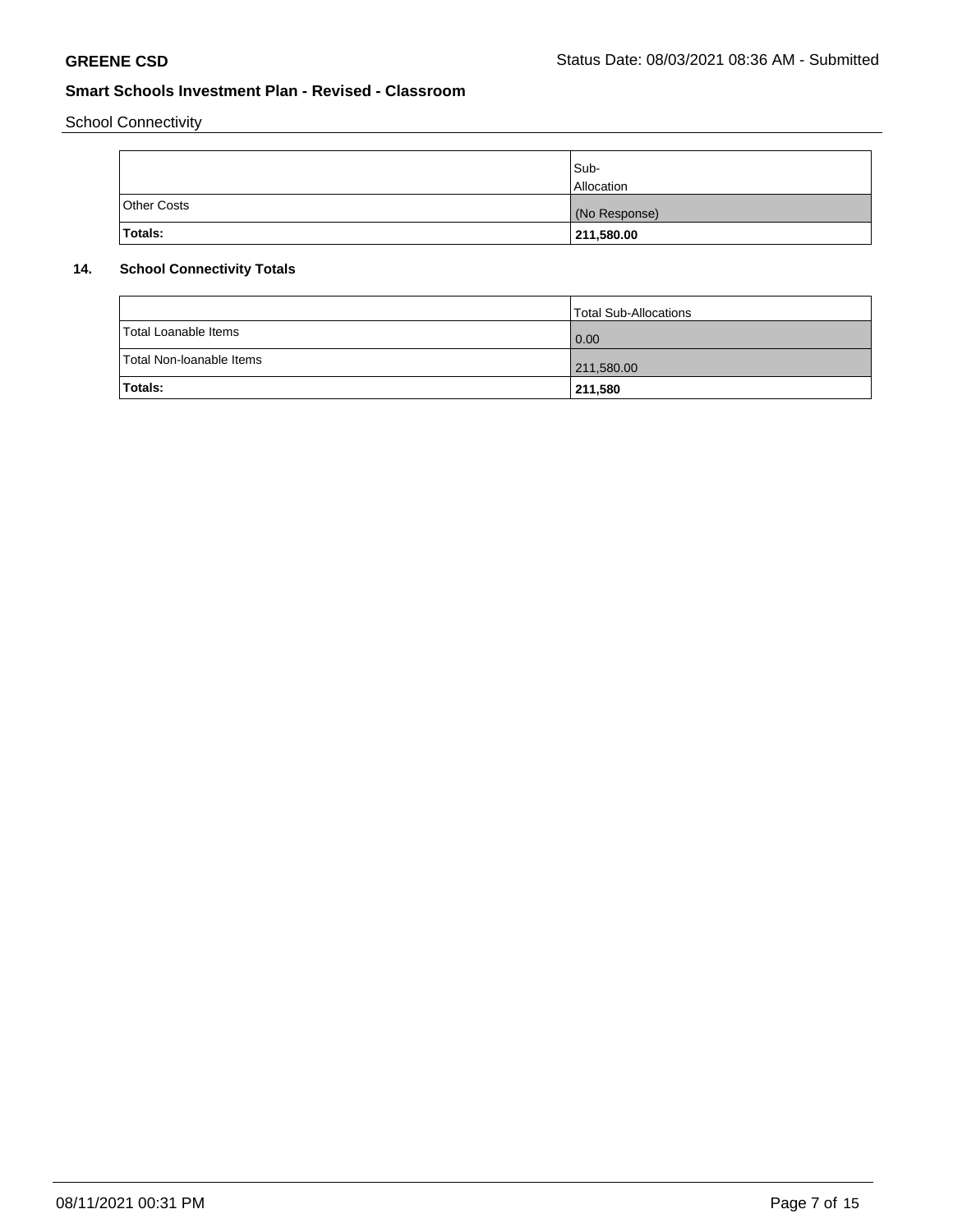School Connectivity

| | Sub-Allocation |
|---|---|
| Other Costs | (No Response) |
| **Totals:** | **211,580.00** |

## 14. School Connectivity Totals

| | Total Sub-Allocations |
|---|---|
| Total Loanable Items | 0.00 |
| Total Non-loanable Items | 211,580.00 |
| **Totals:** | **211,580** |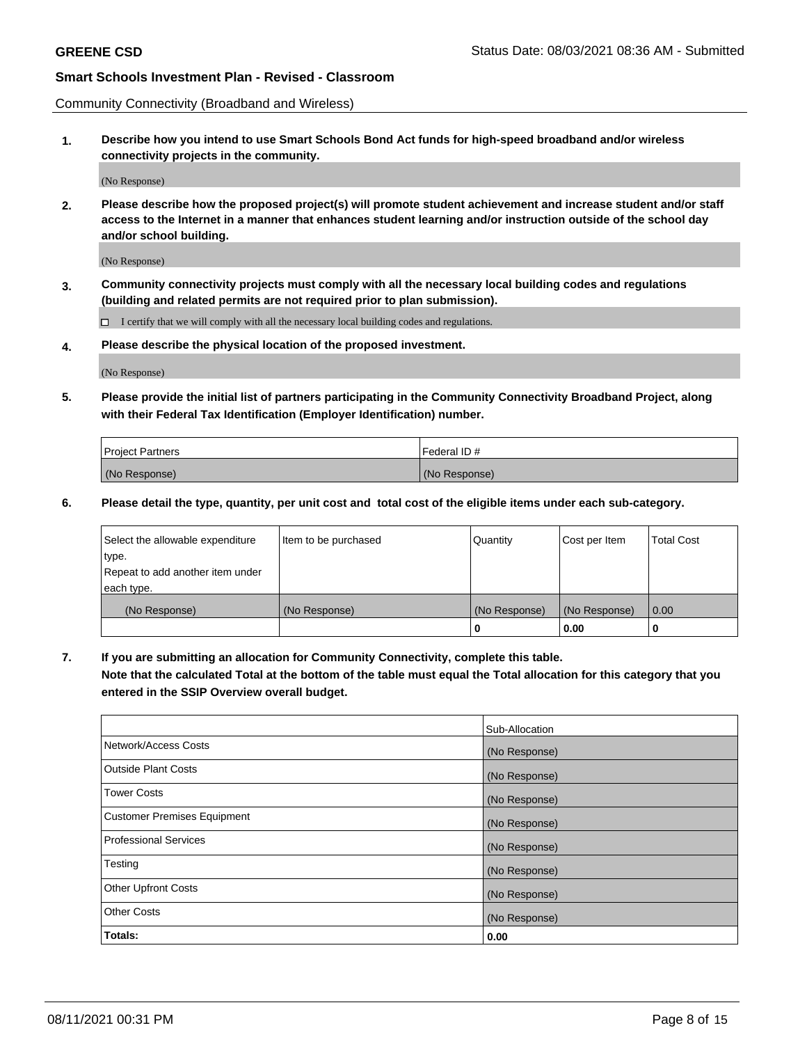Community Connectivity (Broadband and Wireless)

**1. Describe how you intend to use Smart Schools Bond Act funds for high-speed broadband and/or wireless connectivity projects in the community.**

(No Response)

**2. Please describe how the proposed project(s) will promote student achievement and increase student and/or staff access to the Internet in a manner that enhances student learning and/or instruction outside of the school day and/or school building.**

(No Response)

**3. Community connectivity projects must comply with all the necessary local building codes and regulations (building and related permits are not required prior to plan submission).**

☐ I certify that we will comply with all the necessary local building codes and regulations.

**4. Please describe the physical location of the proposed investment.**

(No Response)

**5. Please provide the initial list of partners participating in the Community Connectivity Broadband Project, along with their Federal Tax Identification (Employer Identification) number.**

| Project Partners | Federal ID # |
|---|---|
| (No Response) | (No Response) |

**6. Please detail the type, quantity, per unit cost and total cost of the eligible items under each sub-category.**

| Select the allowable expenditure type. Repeat to add another item under each type. | Item to be purchased | Quantity | Cost per Item | Total Cost |
|---|---|---|---|---|
| (No Response) | (No Response) | (No Response) | (No Response) | 0.00 |
| | | **0** | **0.00** | **0** |

**7. If you are submitting an allocation for Community Connectivity, complete this table. Note that the calculated Total at the bottom of the table must equal the Total allocation for this category that you entered in the SSIP Overview overall budget.**

| | Sub-Allocation |
|---|---|
| Network/Access Costs | (No Response) |
| Outside Plant Costs | (No Response) |
| Tower Costs | (No Response) |
| Customer Premises Equipment | (No Response) |
| Professional Services | (No Response) |
| Testing | (No Response) |
| Other Upfront Costs | (No Response) |
| Other Costs | (No Response) |
| **Totals:** | **0.00** |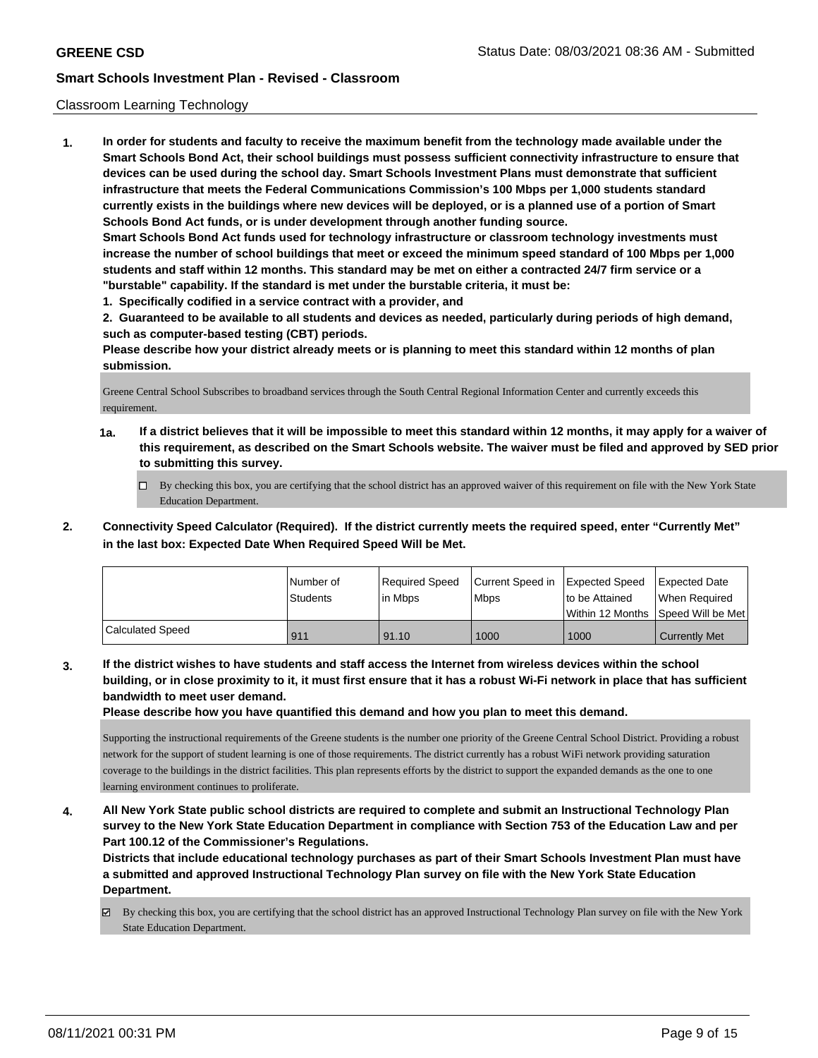Classroom Learning Technology

1. **In order for students and faculty to receive the maximum benefit from the technology made available under the Smart Schools Bond Act, their school buildings must possess sufficient connectivity infrastructure to ensure that devices can be used during the school day. Smart Schools Investment Plans must demonstrate that sufficient infrastructure that meets the Federal Communications Commission's 100 Mbps per 1,000 students standard currently exists in the buildings where new devices will be deployed, or is a planned use of a portion of Smart Schools Bond Act funds, or is under development through another funding source.**

   **Smart Schools Bond Act funds used for technology infrastructure or classroom technology investments must increase the number of school buildings that meet or exceed the minimum speed standard of 100 Mbps per 1,000 students and staff within 12 months. This standard may be met on either a contracted 24/7 firm service or a "burstable" capability. If the standard is met under the burstable criteria, it must be:**

   **1. Specifically codified in a service contract with a provider, and**

   **2. Guaranteed to be available to all students and devices as needed, particularly during periods of high demand, such as computer-based testing (CBT) periods.**

   **Please describe how your district already meets or is planning to meet this standard within 12 months of plan submission.**

   Greene Central School Subscribes to broadband services through the South Central Regional Information Center and currently exceeds this requirement.

   **1a. If a district believes that it will be impossible to meet this standard within 12 months, it may apply for a waiver of this requirement, as described on the Smart Schools website. The waiver must be filed and approved by SED prior to submitting this survey.**

   ☐ By checking this box, you are certifying that the school district has an approved waiver of this requirement on file with the New York State Education Department.

2. **Connectivity Speed Calculator (Required). If the district currently meets the required speed, enter "Currently Met" in the last box: Expected Date When Required Speed Will be Met.**

| | Number of Students | Required Speed in Mbps | Current Speed in Mbps | Expected Speed to be Attained Within 12 Months | Expected Date When Required Speed Will be Met |
|---|---|---|---|---|---|
| Calculated Speed | 911 | 91.10 | 1000 | 1000 | Currently Met |

3. **If the district wishes to have students and staff access the Internet from wireless devices within the school building, or in close proximity to it, it must first ensure that it has a robust Wi-Fi network in place that has sufficient bandwidth to meet user demand.**

   **Please describe how you have quantified this demand and how you plan to meet this demand.**

   Supporting the instructional requirements of the Greene students is the number one priority of the Greene Central School District. Providing a robust network for the support of student learning is one of those requirements. The district currently has a robust WiFi network providing saturation coverage to the buildings in the district facilities. This plan represents efforts by the district to support the expanded demands as the one to one learning environment continues to proliferate.

4. **All New York State public school districts are required to complete and submit an Instructional Technology Plan survey to the New York State Education Department in compliance with Section 753 of the Education Law and per Part 100.12 of the Commissioner's Regulations.**

   **Districts that include educational technology purchases as part of their Smart Schools Investment Plan must have a submitted and approved Instructional Technology Plan survey on file with the New York State Education Department.**

   ☑ By checking this box, you are certifying that the school district has an approved Instructional Technology Plan survey on file with the New York State Education Department.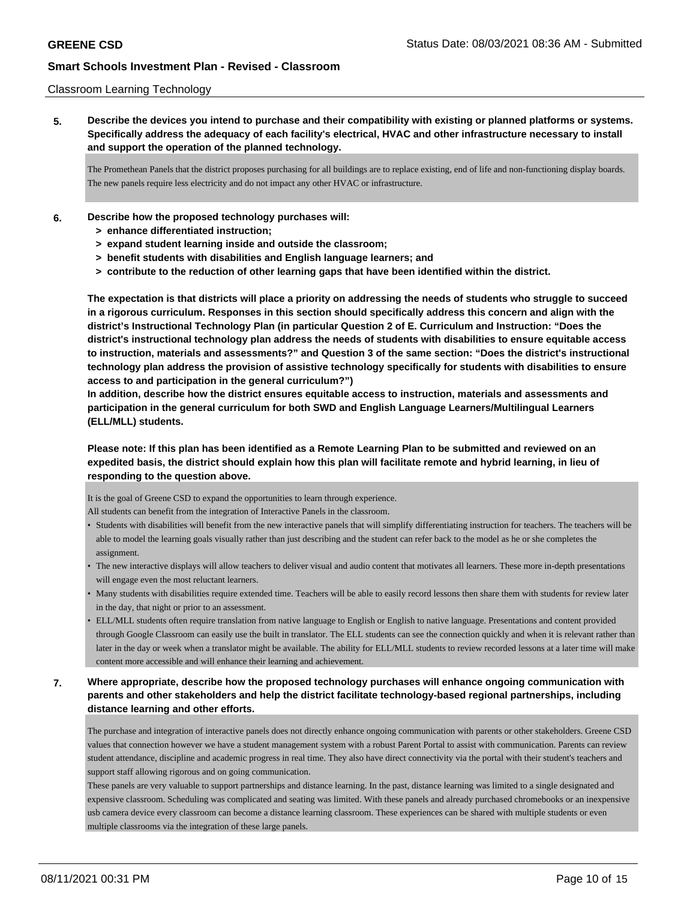Classroom Learning Technology

**5. Describe the devices you intend to purchase and their compatibility with existing or planned platforms or systems. Specifically address the adequacy of each facility's electrical, HVAC and other infrastructure necessary to install and support the operation of the planned technology.**

The Promethean Panels that the district proposes purchasing for all buildings are to replace existing, end of life and non-functioning display boards. The new panels require less electricity and do not impact any other HVAC or infrastructure.

**6. Describe how the proposed technology purchases will:**

> **enhance differentiated instruction;**
> **expand student learning inside and outside the classroom;**
> **benefit students with disabilities and English language learners; and**
> **contribute to the reduction of other learning gaps that have been identified within the district.**

**The expectation is that districts will place a priority on addressing the needs of students who struggle to succeed in a rigorous curriculum. Responses in this section should specifically address this concern and align with the district's Instructional Technology Plan (in particular Question 2 of E. Curriculum and Instruction: "Does the district's instructional technology plan address the needs of students with disabilities to ensure equitable access to instruction, materials and assessments?" and Question 3 of the same section: "Does the district's instructional technology plan address the provision of assistive technology specifically for students with disabilities to ensure access to and participation in the general curriculum?")**

**In addition, describe how the district ensures equitable access to instruction, materials and assessments and participation in the general curriculum for both SWD and English Language Learners/Multilingual Learners (ELL/MLL) students.**

**Please note: If this plan has been identified as a Remote Learning Plan to be submitted and reviewed on an expedited basis, the district should explain how this plan will facilitate remote and hybrid learning, in lieu of responding to the question above.**

It is the goal of Greene CSD to expand the opportunities to learn through experience.
All students can benefit from the integration of Interactive Panels in the classroom.

- Students with disabilities will benefit from the new interactive panels that will simplify differentiating instruction for teachers. The teachers will be able to model the learning goals visually rather than just describing and the student can refer back to the model as he or she completes the assignment.
- The new interactive displays will allow teachers to deliver visual and audio content that motivates all learners. These more in-depth presentations will engage even the most reluctant learners.
- Many students with disabilities require extended time. Teachers will be able to easily record lessons then share them with students for review later in the day, that night or prior to an assessment.
- ELL/MLL students often require translation from native language to English or English to native language. Presentations and content provided through Google Classroom can easily use the built in translator. The ELL students can see the connection quickly and when it is relevant rather than later in the day or week when a translator might be available. The ability for ELL/MLL students to review recorded lessons at a later time will make content more accessible and will enhance their learning and achievement.

**7. Where appropriate, describe how the proposed technology purchases will enhance ongoing communication with parents and other stakeholders and help the district facilitate technology-based regional partnerships, including distance learning and other efforts.**

The purchase and integration of interactive panels does not directly enhance ongoing communication with parents or other stakeholders. Greene CSD values that connection however we have a student management system with a robust Parent Portal to assist with communication. Parents can review student attendance, discipline and academic progress in real time. They also have direct connectivity via the portal with their student's teachers and support staff allowing rigorous and on going communication.

These panels are very valuable to support partnerships and distance learning. In the past, distance learning was limited to a single designated and expensive classroom. Scheduling was complicated and seating was limited. With these panels and already purchased chromebooks or an inexpensive usb camera device every classroom can become a distance learning classroom. These experiences can be shared with multiple students or even multiple classrooms via the integration of these large panels.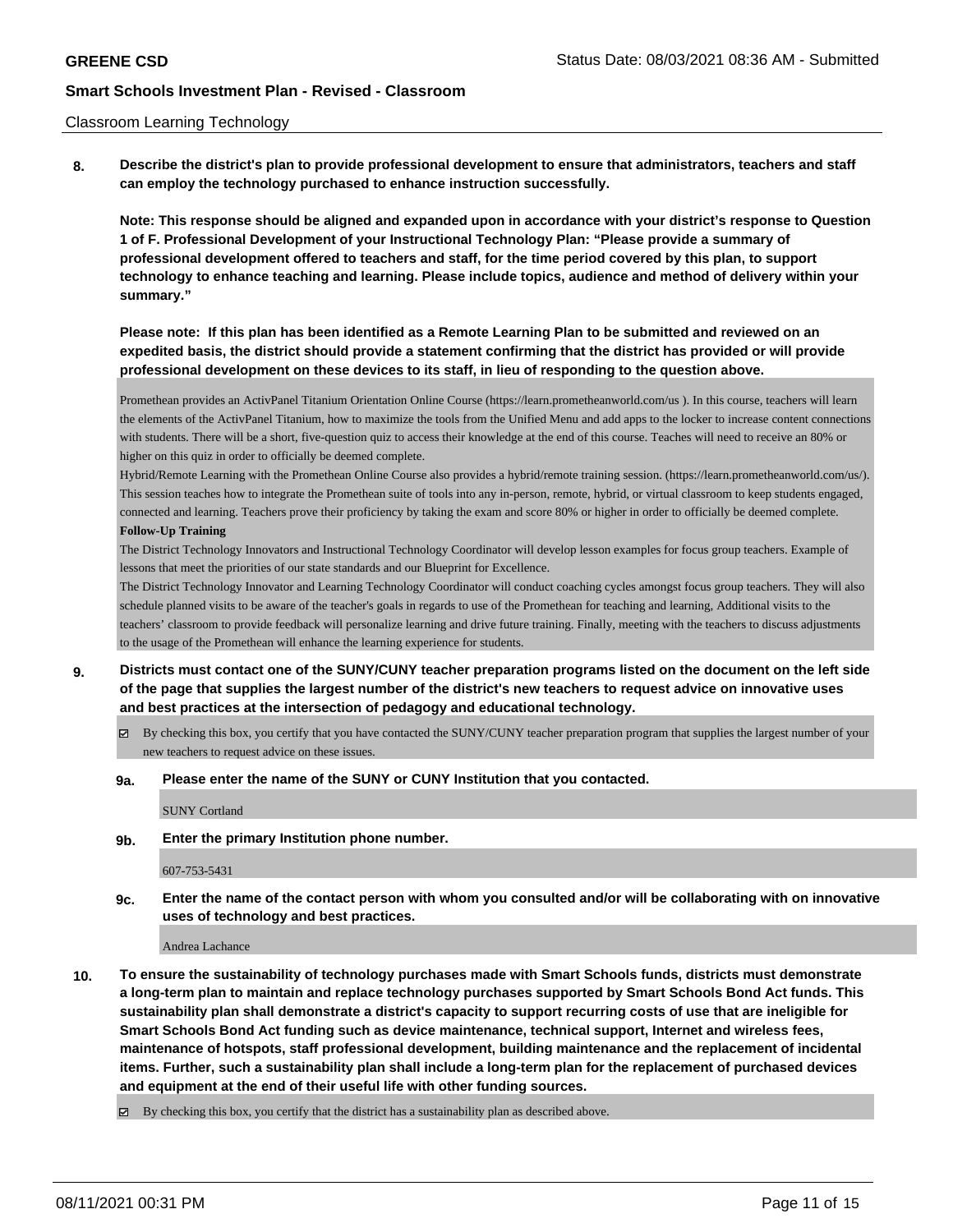Classroom Learning Technology

**8. Describe the district's plan to provide professional development to ensure that administrators, teachers and staff can employ the technology purchased to enhance instruction successfully.**

**Note: This response should be aligned and expanded upon in accordance with your district's response to Question 1 of F. Professional Development of your Instructional Technology Plan: "Please provide a summary of professional development offered to teachers and staff, for the time period covered by this plan, to support technology to enhance teaching and learning. Please include topics, audience and method of delivery within your summary."**

**Please note: If this plan has been identified as a Remote Learning Plan to be submitted and reviewed on an expedited basis, the district should provide a statement confirming that the district has provided or will provide professional development on these devices to its staff, in lieu of responding to the question above.**

Promethean provides an ActivPanel Titanium Orientation Online Course (https://learn.prometheanworld.com/us ). In this course, teachers will learn the elements of the ActivPanel Titanium, how to maximize the tools from the Unified Menu and add apps to the locker to increase content connections with students. There will be a short, five-question quiz to access their knowledge at the end of this course. Teaches will need to receive an 80% or higher on this quiz in order to officially be deemed complete.

Hybrid/Remote Learning with the Promethean Online Course also provides a hybrid/remote training session. (https://learn.prometheanworld.com/us/). This session teaches how to integrate the Promethean suite of tools into any in-person, remote, hybrid, or virtual classroom to keep students engaged, connected and learning. Teachers prove their proficiency by taking the exam and score 80% or higher in order to officially be deemed complete.

**Follow-Up Training**

The District Technology Innovators and Instructional Technology Coordinator will develop lesson examples for focus group teachers. Example of lessons that meet the priorities of our state standards and our Blueprint for Excellence.

The District Technology Innovator and Learning Technology Coordinator will conduct coaching cycles amongst focus group teachers. They will also schedule planned visits to be aware of the teacher's goals in regards to use of the Promethean for teaching and learning, Additional visits to the teachers' classroom to provide feedback will personalize learning and drive future training. Finally, meeting with the teachers to discuss adjustments to the usage of the Promethean will enhance the learning experience for students.

**9. Districts must contact one of the SUNY/CUNY teacher preparation programs listed on the document on the left side of the page that supplies the largest number of the district's new teachers to request advice on innovative uses and best practices at the intersection of pedagogy and educational technology.**

☑ By checking this box, you certify that you have contacted the SUNY/CUNY teacher preparation program that supplies the largest number of your new teachers to request advice on these issues.

**9a. Please enter the name of the SUNY or CUNY Institution that you contacted.**

SUNY Cortland

**9b. Enter the primary Institution phone number.**

607-753-5431

**9c. Enter the name of the contact person with whom you consulted and/or will be collaborating with on innovative uses of technology and best practices.**

Andrea Lachance

**10. To ensure the sustainability of technology purchases made with Smart Schools funds, districts must demonstrate a long-term plan to maintain and replace technology purchases supported by Smart Schools Bond Act funds. This sustainability plan shall demonstrate a district's capacity to support recurring costs of use that are ineligible for Smart Schools Bond Act funding such as device maintenance, technical support, Internet and wireless fees, maintenance of hotspots, staff professional development, building maintenance and the replacement of incidental items. Further, such a sustainability plan shall include a long-term plan for the replacement of purchased devices and equipment at the end of their useful life with other funding sources.**

☑ By checking this box, you certify that the district has a sustainability plan as described above.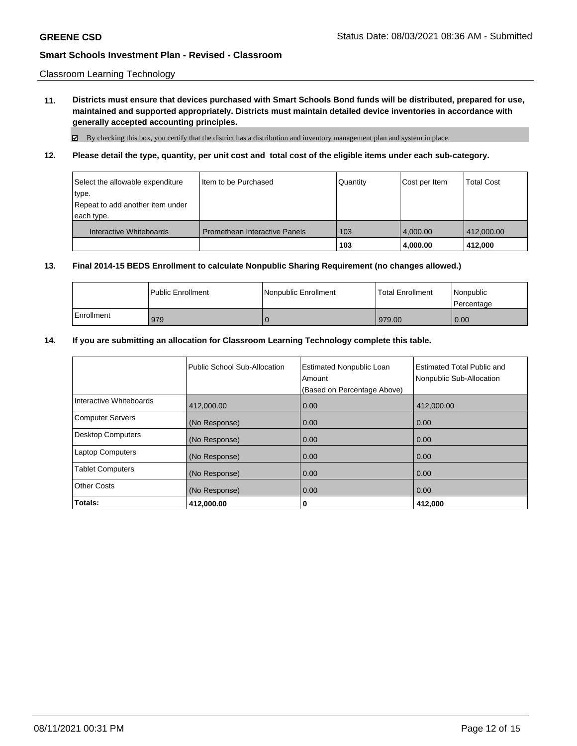**GREENE CSD**

**Smart Schools Investment Plan - Revised - Classroom**

Classroom Learning Technology

**11. Districts must ensure that devices purchased with Smart Schools Bond funds will be distributed, prepared for use, maintained and supported appropriately. Districts must maintain detailed device inventories in accordance with generally accepted accounting principles.**

☑ By checking this box, you certify that the district has a distribution and inventory management plan and system in place.

**12. Please detail the type, quantity, per unit cost and total cost of the eligible items under each sub-category.**

| Select the allowable expenditure type. Repeat to add another item under each type. | Item to be Purchased | Quantity | Cost per Item | Total Cost |
|---|---|---|---|---|
| Interactive Whiteboards | Promethean Interactive Panels | 103 | 4,000.00 | 412,000.00 |
| | | **103** | **4,000.00** | **412,000** |

**13. Final 2014-15 BEDS Enrollment to calculate Nonpublic Sharing Requirement (no changes allowed.)**

| | Public Enrollment | Nonpublic Enrollment | Total Enrollment | Nonpublic Percentage |
|---|---|---|---|---|
| Enrollment | 979 | 0 | 979.00 | 0.00 |

**14. If you are submitting an allocation for Classroom Learning Technology complete this table.**

| | Public School Sub-Allocation | Estimated Nonpublic Loan Amount (Based on Percentage Above) | Estimated Total Public and Nonpublic Sub-Allocation |
|---|---|---|---|
| Interactive Whiteboards | 412,000.00 | 0.00 | 412,000.00 |
| Computer Servers | (No Response) | 0.00 | 0.00 |
| Desktop Computers | (No Response) | 0.00 | 0.00 |
| Laptop Computers | (No Response) | 0.00 | 0.00 |
| Tablet Computers | (No Response) | 0.00 | 0.00 |
| Other Costs | (No Response) | 0.00 | 0.00 |
| **Totals:** | **412,000.00** | **0** | **412,000** |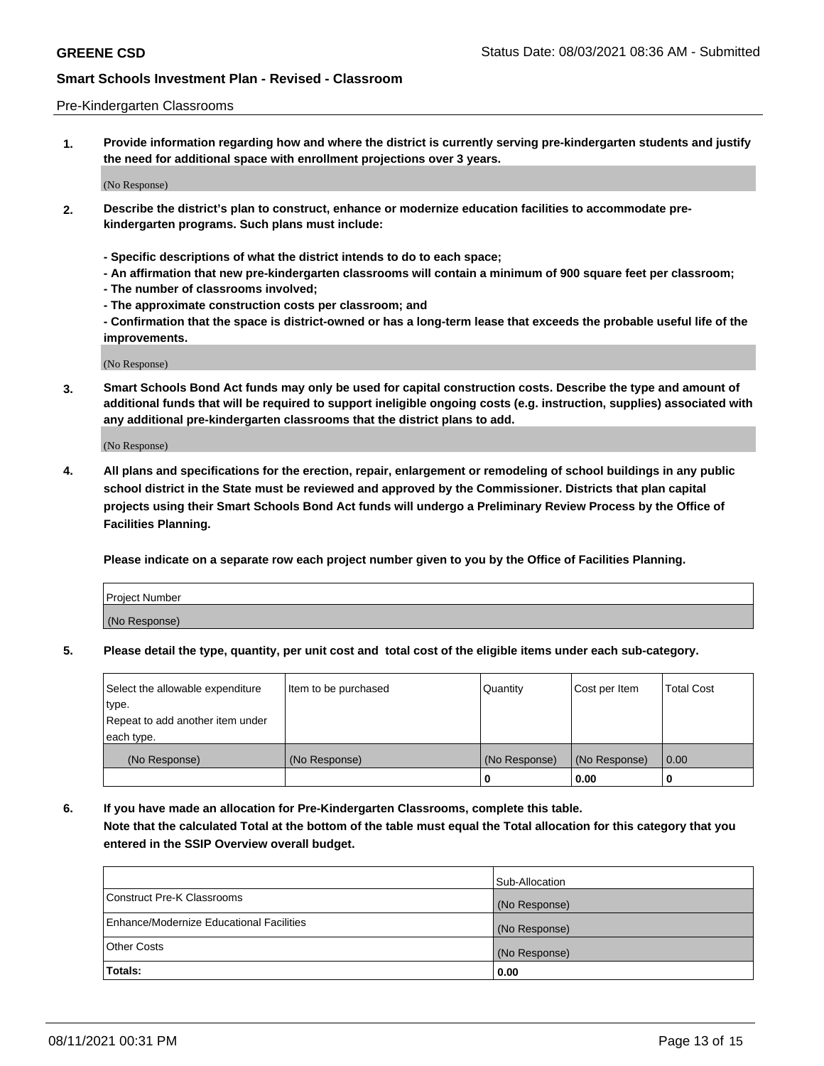Pre-Kindergarten Classrooms

**1. Provide information regarding how and where the district is currently serving pre-kindergarten students and justify the need for additional space with enrollment projections over 3 years.**

(No Response)

**2. Describe the district's plan to construct, enhance or modernize education facilities to accommodate pre-kindergarten programs. Such plans must include:**

**- Specific descriptions of what the district intends to do to each space;**
**- An affirmation that new pre-kindergarten classrooms will contain a minimum of 900 square feet per classroom;**
**- The number of classrooms involved;**
**- The approximate construction costs per classroom; and**
**- Confirmation that the space is district-owned or has a long-term lease that exceeds the probable useful life of the improvements.**

(No Response)

**3. Smart Schools Bond Act funds may only be used for capital construction costs. Describe the type and amount of additional funds that will be required to support ineligible ongoing costs (e.g. instruction, supplies) associated with any additional pre-kindergarten classrooms that the district plans to add.**

(No Response)

**4. All plans and specifications for the erection, repair, enlargement or remodeling of school buildings in any public school district in the State must be reviewed and approved by the Commissioner. Districts that plan capital projects using their Smart Schools Bond Act funds will undergo a Preliminary Review Process by the Office of Facilities Planning.**

**Please indicate on a separate row each project number given to you by the Office of Facilities Planning.**

| Project Number |
|---|
| (No Response) |

**5. Please detail the type, quantity, per unit cost and total cost of the eligible items under each sub-category.**

| Select the allowable expenditure type. Repeat to add another item under each type. | Item to be purchased | Quantity | Cost per Item | Total Cost |
|---|---|---|---|---|
| (No Response) | (No Response) | (No Response) | (No Response) | 0.00 |
| | | 0 | 0.00 | 0 |

**6. If you have made an allocation for Pre-Kindergarten Classrooms, complete this table. Note that the calculated Total at the bottom of the table must equal the Total allocation for this category that you entered in the SSIP Overview overall budget.**

| | Sub-Allocation |
|---|---|
| Construct Pre-K Classrooms | (No Response) |
| Enhance/Modernize Educational Facilities | (No Response) |
| Other Costs | (No Response) |
| **Totals:** | **0.00** |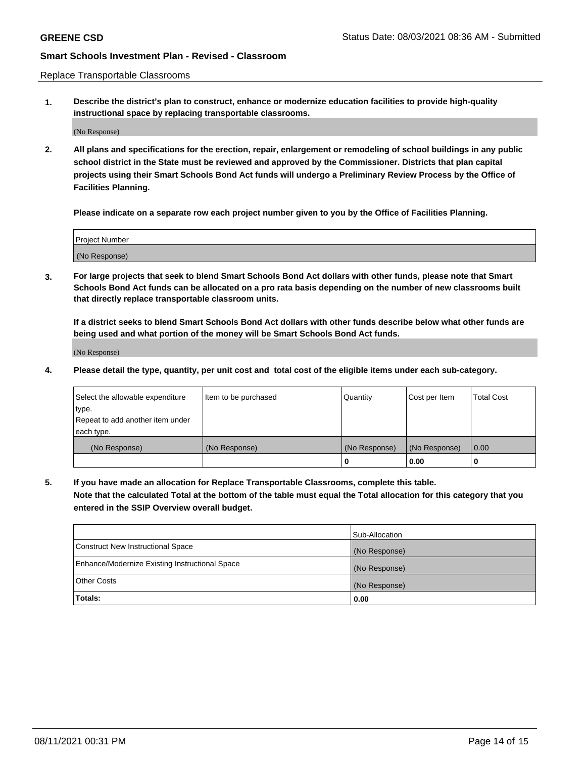Replace Transportable Classrooms

**1. Describe the district's plan to construct, enhance or modernize education facilities to provide high-quality instructional space by replacing transportable classrooms.**

(No Response)

**2. All plans and specifications for the erection, repair, enlargement or remodeling of school buildings in any public school district in the State must be reviewed and approved by the Commissioner. Districts that plan capital projects using their Smart Schools Bond Act funds will undergo a Preliminary Review Process by the Office of Facilities Planning.**

**Please indicate on a separate row each project number given to you by the Office of Facilities Planning.**

| Project Number |
| --- |
| (No Response) |

**3. For large projects that seek to blend Smart Schools Bond Act dollars with other funds, please note that Smart Schools Bond Act funds can be allocated on a pro rata basis depending on the number of new classrooms built that directly replace transportable classroom units.**

**If a district seeks to blend Smart Schools Bond Act dollars with other funds describe below what other funds are being used and what portion of the money will be Smart Schools Bond Act funds.**

(No Response)

**4. Please detail the type, quantity, per unit cost and total cost of the eligible items under each sub-category.**

| Select the allowable expenditure type. Repeat to add another item under each type. | Item to be purchased | Quantity | Cost per Item | Total Cost |
| --- | --- | --- | --- | --- |
| (No Response) | (No Response) | (No Response) | (No Response) | 0.00 |
| | | 0 | 0.00 | 0 |

**5. If you have made an allocation for Replace Transportable Classrooms, complete this table. Note that the calculated Total at the bottom of the table must equal the Total allocation for this category that you entered in the SSIP Overview overall budget.**

| | Sub-Allocation |
| --- | --- |
| Construct New Instructional Space | (No Response) |
| Enhance/Modernize Existing Instructional Space | (No Response) |
| Other Costs | (No Response) |
| **Totals:** | **0.00** |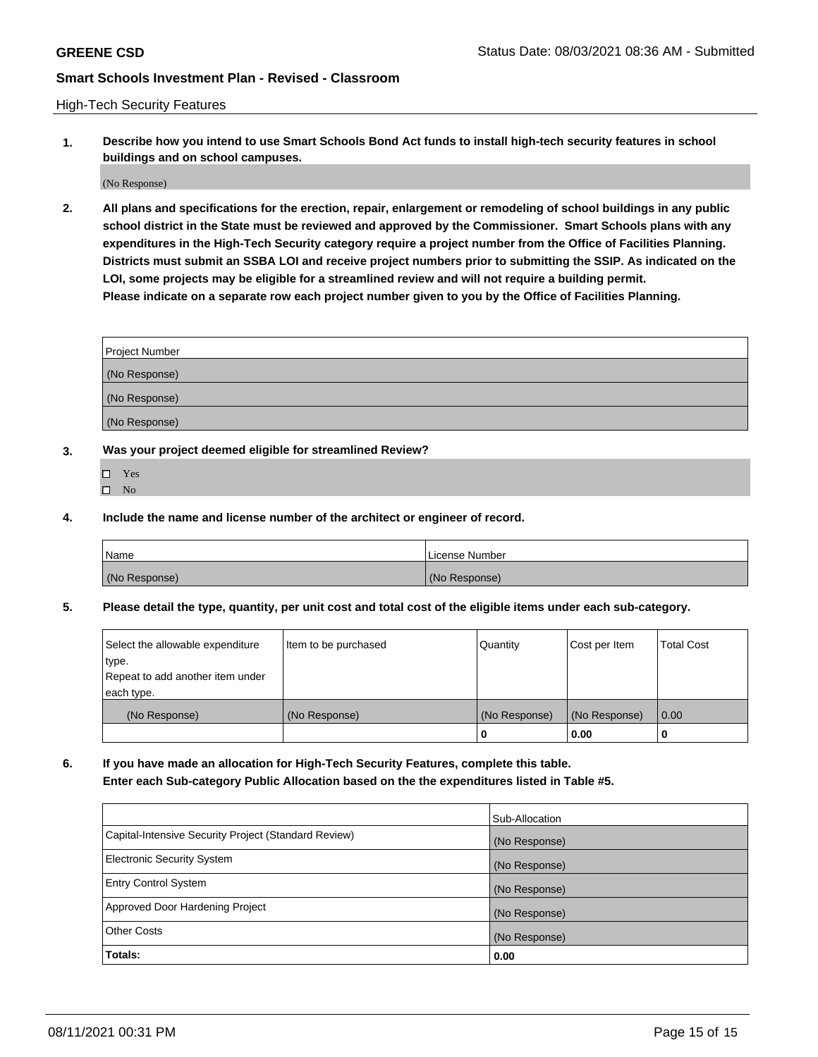## Smart Schools Investment Plan - Revised - Classroom

High-Tech Security Features

**1. Describe how you intend to use Smart Schools Bond Act funds to install high-tech security features in school buildings and on school campuses.**

(No Response)

**2. All plans and specifications for the erection, repair, enlargement or remodeling of school buildings in any public school district in the State must be reviewed and approved by the Commissioner. Smart Schools plans with any expenditures in the High-Tech Security category require a project number from the Office of Facilities Planning. Districts must submit an SSBA LOI and receive project numbers prior to submitting the SSIP. As indicated on the LOI, some projects may be eligible for a streamlined review and will not require a building permit.**
**Please indicate on a separate row each project number given to you by the Office of Facilities Planning.**

| Project Number |
|---|
| (No Response) |
| (No Response) |
| (No Response) |

**3. Was your project deemed eligible for streamlined Review?**

- ☐ Yes
- ☐ No

**4. Include the name and license number of the architect or engineer of record.**

| Name | License Number |
|---|---|
| (No Response) | (No Response) |

**5. Please detail the type, quantity, per unit cost and total cost of the eligible items under each sub-category.**

| Select the allowable expenditure type. Repeat to add another item under each type. | Item to be purchased | Quantity | Cost per Item | Total Cost |
|---|---|---|---|---|
| (No Response) | (No Response) | (No Response) | (No Response) | 0.00 |
| | | **0** | **0.00** | **0** |

**6. If you have made an allocation for High-Tech Security Features, complete this table.**
**Enter each Sub-category Public Allocation based on the the expenditures listed in Table #5.**

| | Sub-Allocation |
|---|---|
| Capital-Intensive Security Project (Standard Review) | (No Response) |
| Electronic Security System | (No Response) |
| Entry Control System | (No Response) |
| Approved Door Hardening Project | (No Response) |
| Other Costs | (No Response) |
| **Totals:** | **0.00** |